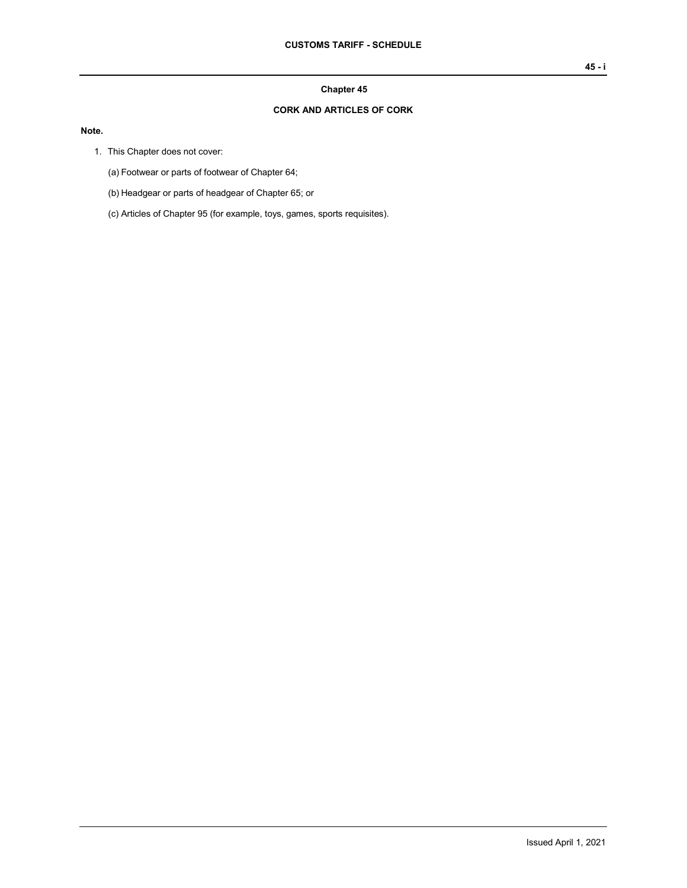## Chapter 45

## CORK AND ARTICLES OF CORK

**Note.**

1. This Chapter does not cover:

   (a) Footwear or parts of footwear of Chapter 64;

   (b) Headgear or parts of headgear of Chapter 65; or

   (c) Articles of Chapter 95 (for example, toys, games, sports requisites).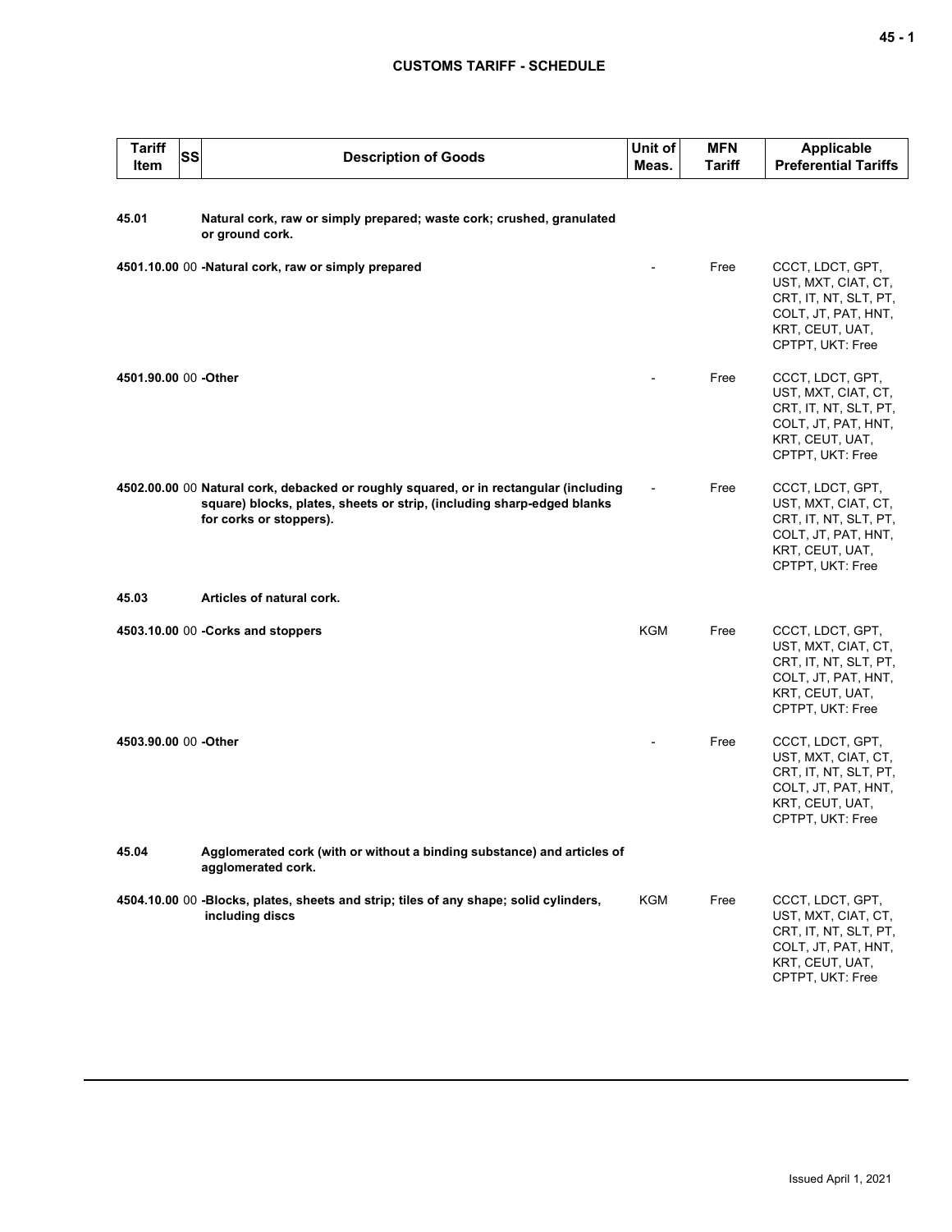| Tariff Item | SS | Description of Goods | Unit of Meas. | MFN Tariff | Applicable Preferential Tariffs |
|---|---|---|---|---|---|
| 45.01 | | **Natural cork, raw or simply prepared; waste cork; crushed, granulated or ground cork.** | | | |
| 4501.10.00 | 00 | **-Natural cork, raw or simply prepared** | - | Free | CCCT, LDCT, GPT, UST, MXT, CIAT, CT, CRT, IT, NT, SLT, PT, COLT, JT, PAT, HNT, KRT, CEUT, UAT, CPTPT, UKT: Free |
| 4501.90.00 | 00 | **-Other** | - | Free | CCCT, LDCT, GPT, UST, MXT, CIAT, CT, CRT, IT, NT, SLT, PT, COLT, JT, PAT, HNT, KRT, CEUT, UAT, CPTPT, UKT: Free |
| 4502.00.00 | 00 | **Natural cork, debacked or roughly squared, or in rectangular (including square) blocks, plates, sheets or strip, (including sharp-edged blanks for corks or stoppers).** | - | Free | CCCT, LDCT, GPT, UST, MXT, CIAT, CT, CRT, IT, NT, SLT, PT, COLT, JT, PAT, HNT, KRT, CEUT, UAT, CPTPT, UKT: Free |
| 45.03 | | **Articles of natural cork.** | | | |
| 4503.10.00 | 00 | **-Corks and stoppers** | KGM | Free | CCCT, LDCT, GPT, UST, MXT, CIAT, CT, CRT, IT, NT, SLT, PT, COLT, JT, PAT, HNT, KRT, CEUT, UAT, CPTPT, UKT: Free |
| 4503.90.00 | 00 | **-Other** | - | Free | CCCT, LDCT, GPT, UST, MXT, CIAT, CT, CRT, IT, NT, SLT, PT, COLT, JT, PAT, HNT, KRT, CEUT, UAT, CPTPT, UKT: Free |
| 45.04 | | **Agglomerated cork (with or without a binding substance) and articles of agglomerated cork.** | | | |
| 4504.10.00 | 00 | **-Blocks, plates, sheets and strip; tiles of any shape; solid cylinders, including discs** | KGM | Free | CCCT, LDCT, GPT, UST, MXT, CIAT, CT, CRT, IT, NT, SLT, PT, COLT, JT, PAT, HNT, KRT, CEUT, UAT, CPTPT, UKT: Free |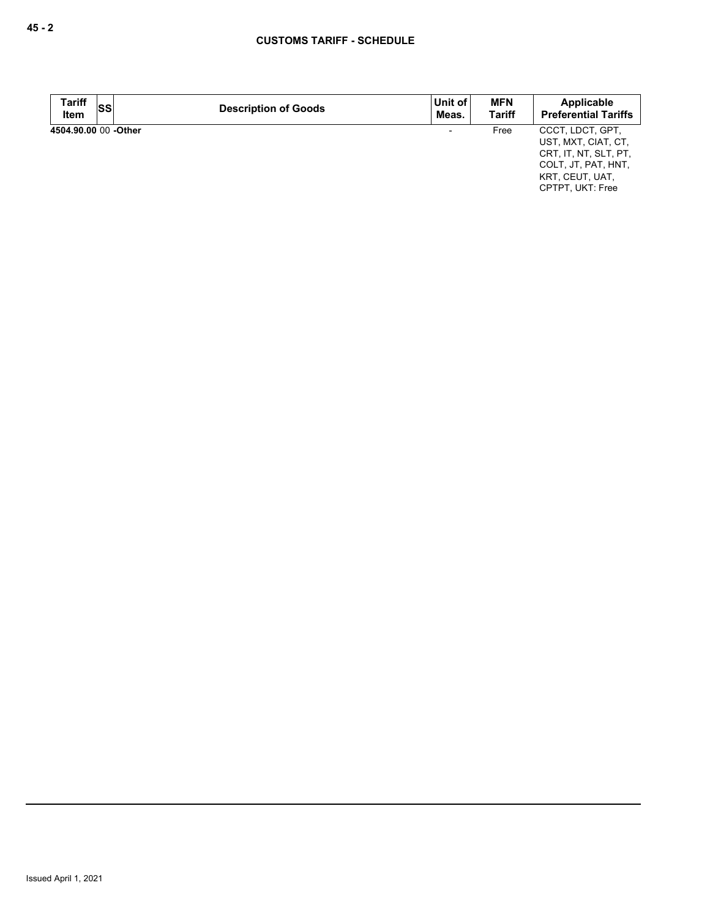| Tariff Item | SS | Description of Goods | Unit of Meas. | MFN Tariff | Applicable Preferential Tariffs |
|---|---|---|---|---|---|
| **4504.90.00** | 00 | **-Other** | - | Free | CCCT, LDCT, GPT, UST, MXT, CIAT, CT, CRT, IT, NT, SLT, PT, COLT, JT, PAT, HNT, KRT, CEUT, UAT, CPTPT, UKT: Free |

Issued April 1, 2021